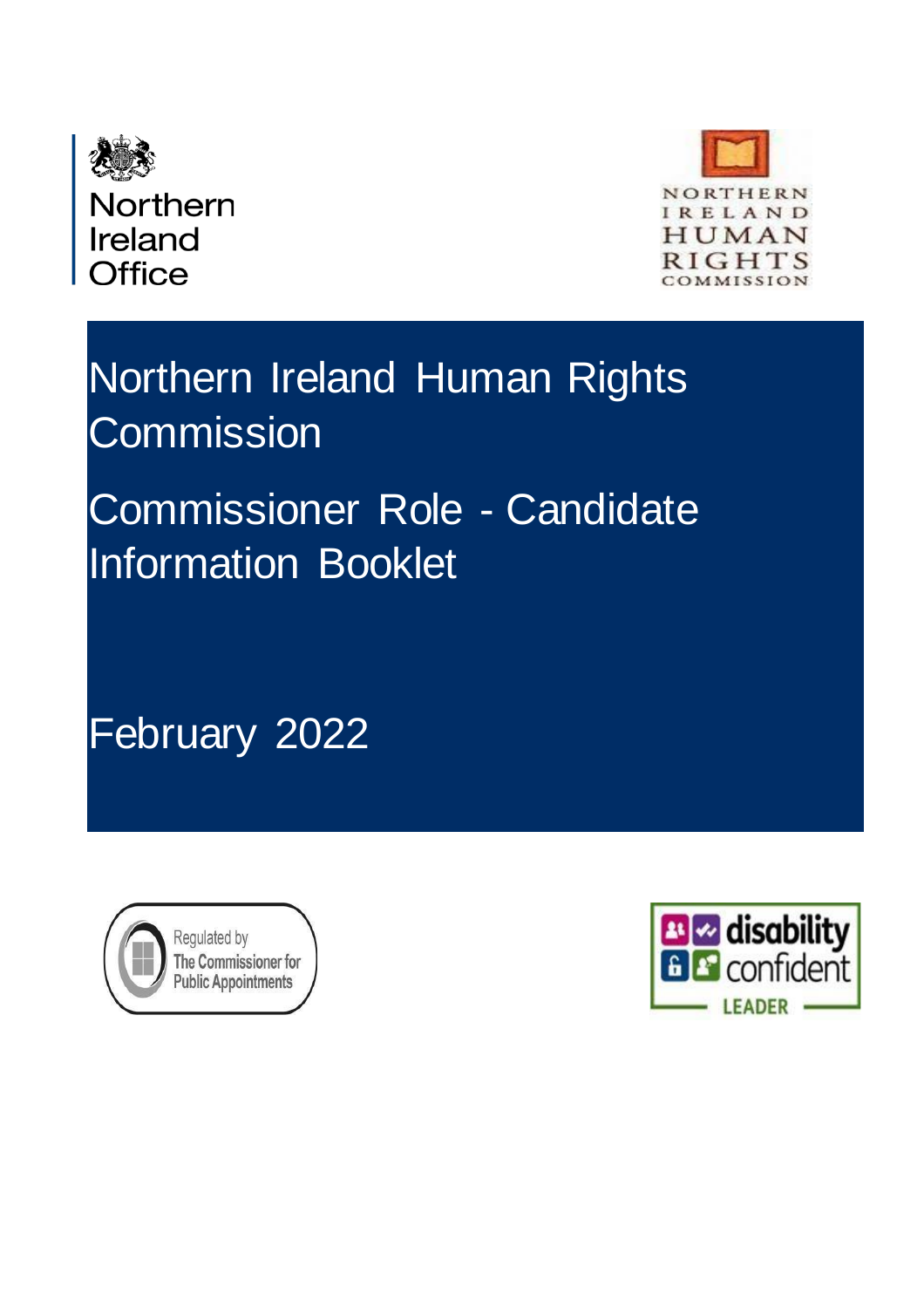Northern Ireland Office

NORTHERN IRELAND HUMAN RIGHTS COMMISSION

# Northern Ireland Human Rights Commission

# Commissioner Role - Candidate Information Booklet

February 2022

Regulated by The Commissioner for Public Appointments

disability confident LEADER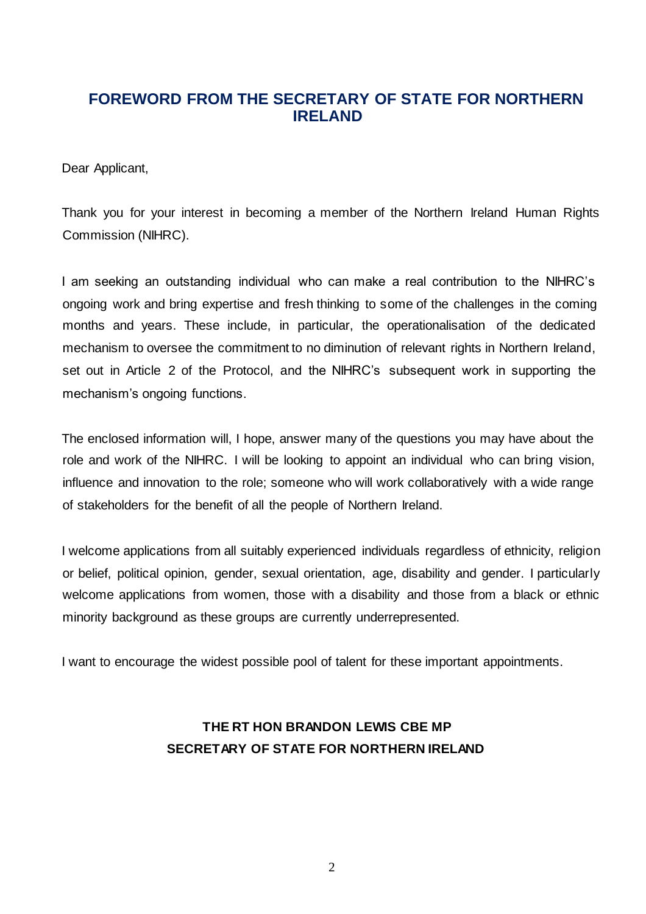## FOREWORD FROM THE SECRETARY OF STATE FOR NORTHERN IRELAND

Dear Applicant,

Thank you for your interest in becoming a member of the Northern Ireland Human Rights Commission (NIHRC).

I am seeking an outstanding individual who can make a real contribution to the NIHRC's ongoing work and bring expertise and fresh thinking to some of the challenges in the coming months and years. These include, in particular, the operationalisation of the dedicated mechanism to oversee the commitment to no diminution of relevant rights in Northern Ireland, set out in Article 2 of the Protocol, and the NIHRC's subsequent work in supporting the mechanism's ongoing functions.

The enclosed information will, I hope, answer many of the questions you may have about the role and work of the NIHRC. I will be looking to appoint an individual who can bring vision, influence and innovation to the role; someone who will work collaboratively with a wide range of stakeholders for the benefit of all the people of Northern Ireland.

I welcome applications from all suitably experienced individuals regardless of ethnicity, religion or belief, political opinion, gender, sexual orientation, age, disability and gender. I particularly welcome applications from women, those with a disability and those from a black or ethnic minority background as these groups are currently underrepresented.

I want to encourage the widest possible pool of talent for these important appointments.

**THE RT HON BRANDON LEWIS CBE MP**
**SECRETARY OF STATE FOR NORTHERN IRELAND**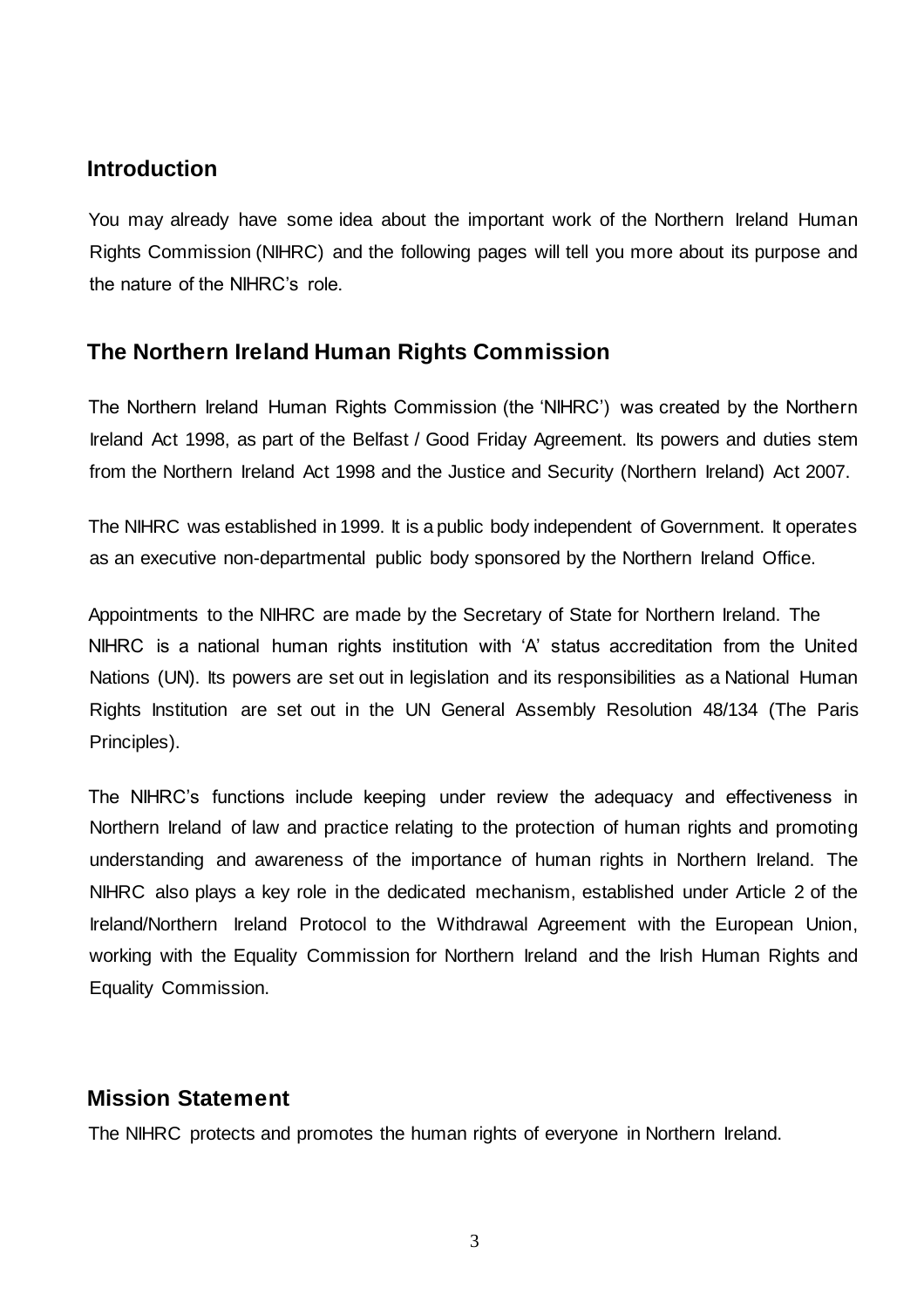## Introduction

You may already have some idea about the important work of the Northern Ireland Human Rights Commission (NIHRC) and the following pages will tell you more about its purpose and the nature of the NIHRC's role.

## The Northern Ireland Human Rights Commission

The Northern Ireland Human Rights Commission (the 'NIHRC') was created by the Northern Ireland Act 1998, as part of the Belfast / Good Friday Agreement. Its powers and duties stem from the Northern Ireland Act 1998 and the Justice and Security (Northern Ireland) Act 2007.

The NIHRC was established in 1999. It is a public body independent of Government. It operates as an executive non-departmental public body sponsored by the Northern Ireland Office.

Appointments to the NIHRC are made by the Secretary of State for Northern Ireland. The NIHRC is a national human rights institution with 'A' status accreditation from the United Nations (UN). Its powers are set out in legislation and its responsibilities as a National Human Rights Institution are set out in the UN General Assembly Resolution 48/134 (The Paris Principles).

The NIHRC's functions include keeping under review the adequacy and effectiveness in Northern Ireland of law and practice relating to the protection of human rights and promoting understanding and awareness of the importance of human rights in Northern Ireland. The NIHRC also plays a key role in the dedicated mechanism, established under Article 2 of the Ireland/Northern Ireland Protocol to the Withdrawal Agreement with the European Union, working with the Equality Commission for Northern Ireland and the Irish Human Rights and Equality Commission.

## Mission Statement

The NIHRC protects and promotes the human rights of everyone in Northern Ireland.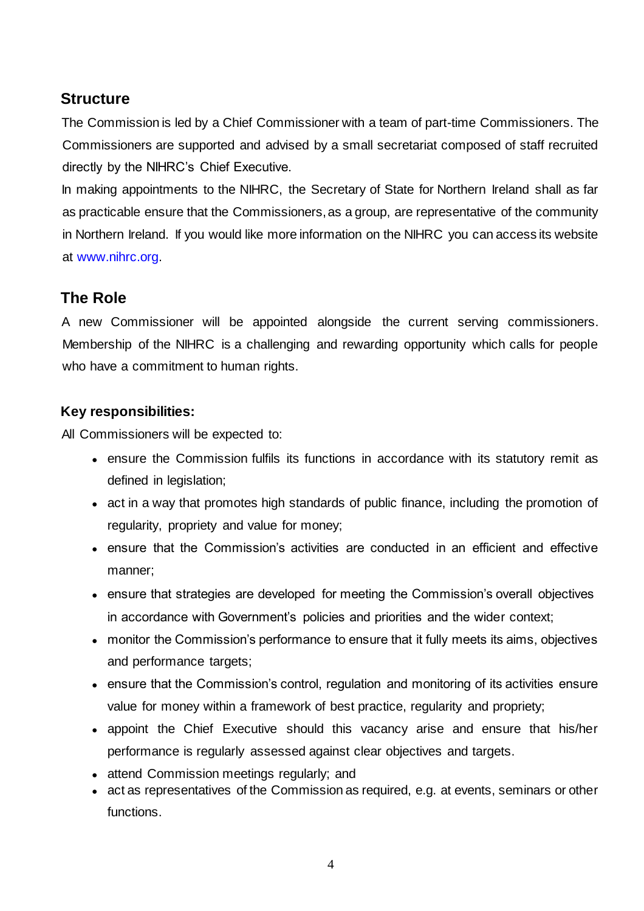## Structure

The Commission is led by a Chief Commissioner with a team of part-time Commissioners. The Commissioners are supported and advised by a small secretariat composed of staff recruited directly by the NIHRC's Chief Executive.

In making appointments to the NIHRC, the Secretary of State for Northern Ireland shall as far as practicable ensure that the Commissioners, as a group, are representative of the community in Northern Ireland. If you would like more information on the NIHRC you can access its website at www.nihrc.org.

## The Role

A new Commissioner will be appointed alongside the current serving commissioners. Membership of the NIHRC is a challenging and rewarding opportunity which calls for people who have a commitment to human rights.

### Key responsibilities:

All Commissioners will be expected to:

- ensure the Commission fulfils its functions in accordance with its statutory remit as defined in legislation;
- act in a way that promotes high standards of public finance, including the promotion of regularity, propriety and value for money;
- ensure that the Commission's activities are conducted in an efficient and effective manner;
- ensure that strategies are developed for meeting the Commission's overall objectives in accordance with Government's policies and priorities and the wider context;
- monitor the Commission's performance to ensure that it fully meets its aims, objectives and performance targets;
- ensure that the Commission's control, regulation and monitoring of its activities ensure value for money within a framework of best practice, regularity and propriety;
- appoint the Chief Executive should this vacancy arise and ensure that his/her performance is regularly assessed against clear objectives and targets.
- attend Commission meetings regularly; and
- act as representatives of the Commission as required, e.g. at events, seminars or other functions.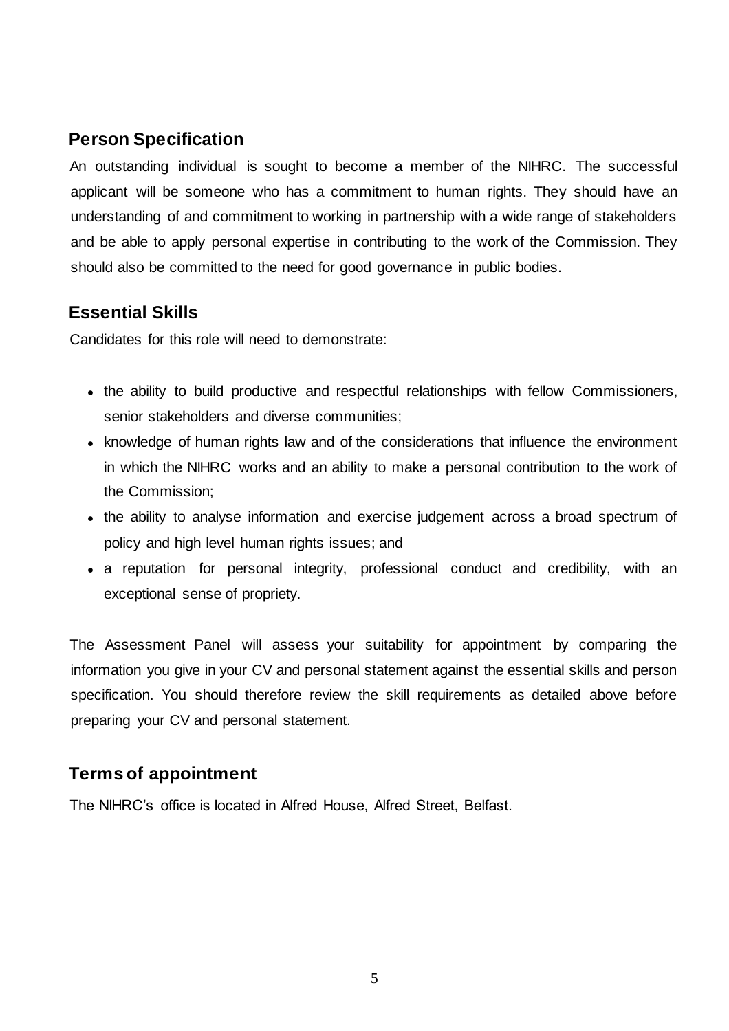## Person Specification

An outstanding individual is sought to become a member of the NIHRC. The successful applicant will be someone who has a commitment to human rights. They should have an understanding of and commitment to working in partnership with a wide range of stakeholders and be able to apply personal expertise in contributing to the work of the Commission. They should also be committed to the need for good governance in public bodies.

## Essential Skills

Candidates for this role will need to demonstrate:

- the ability to build productive and respectful relationships with fellow Commissioners, senior stakeholders and diverse communities;
- knowledge of human rights law and of the considerations that influence the environment in which the NIHRC works and an ability to make a personal contribution to the work of the Commission;
- the ability to analyse information and exercise judgement across a broad spectrum of policy and high level human rights issues; and
- a reputation for personal integrity, professional conduct and credibility, with an exceptional sense of propriety.

The Assessment Panel will assess your suitability for appointment by comparing the information you give in your CV and personal statement against the essential skills and person specification. You should therefore review the skill requirements as detailed above before preparing your CV and personal statement.

## Terms of appointment

The NIHRC's office is located in Alfred House, Alfred Street, Belfast.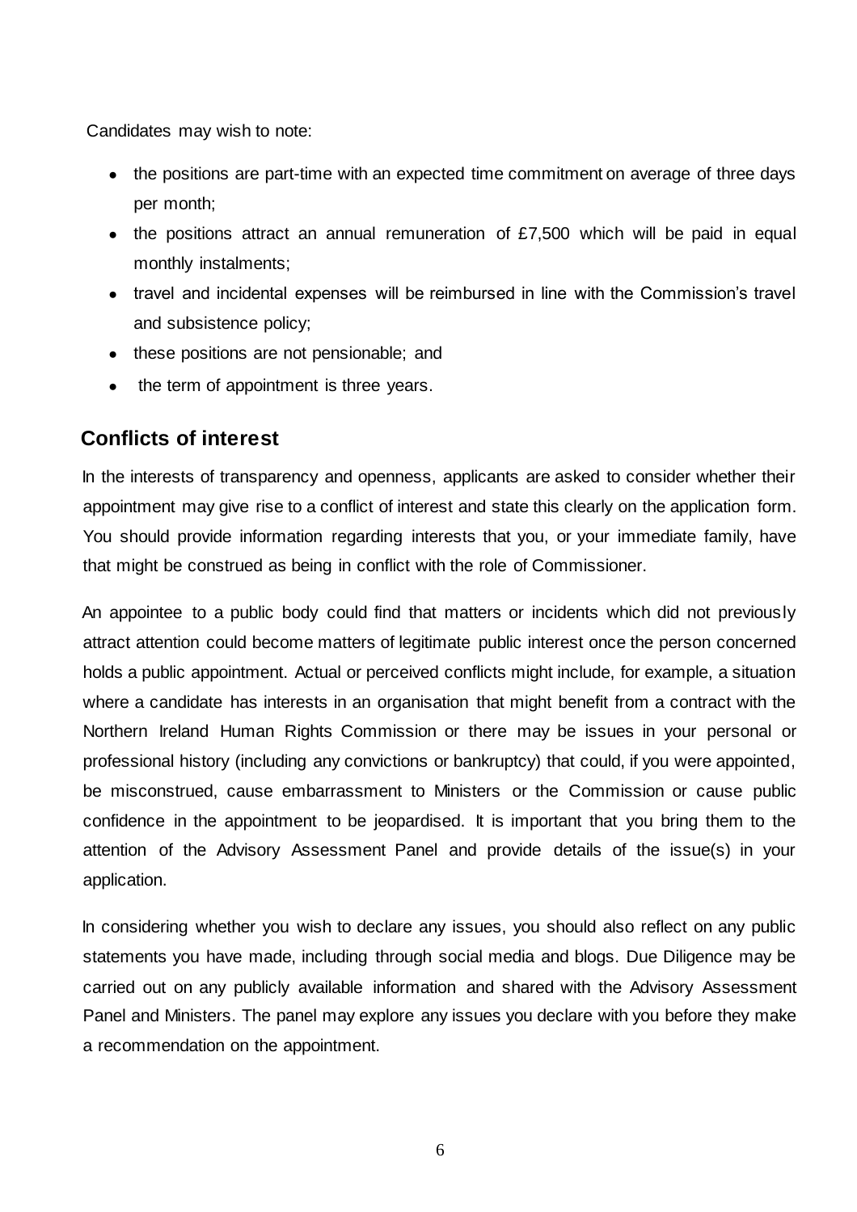Candidates may wish to note:

- the positions are part-time with an expected time commitment on average of three days per month;
- the positions attract an annual remuneration of £7,500 which will be paid in equal monthly instalments;
- travel and incidental expenses will be reimbursed in line with the Commission's travel and subsistence policy;
- these positions are not pensionable; and
- the term of appointment is three years.

## Conflicts of interest

In the interests of transparency and openness, applicants are asked to consider whether their appointment may give rise to a conflict of interest and state this clearly on the application form. You should provide information regarding interests that you, or your immediate family, have that might be construed as being in conflict with the role of Commissioner.

An appointee to a public body could find that matters or incidents which did not previously attract attention could become matters of legitimate public interest once the person concerned holds a public appointment. Actual or perceived conflicts might include, for example, a situation where a candidate has interests in an organisation that might benefit from a contract with the Northern Ireland Human Rights Commission or there may be issues in your personal or professional history (including any convictions or bankruptcy) that could, if you were appointed, be misconstrued, cause embarrassment to Ministers or the Commission or cause public confidence in the appointment to be jeopardised. It is important that you bring them to the attention of the Advisory Assessment Panel and provide details of the issue(s) in your application.

In considering whether you wish to declare any issues, you should also reflect on any public statements you have made, including through social media and blogs. Due Diligence may be carried out on any publicly available information and shared with the Advisory Assessment Panel and Ministers. The panel may explore any issues you declare with you before they make a recommendation on the appointment.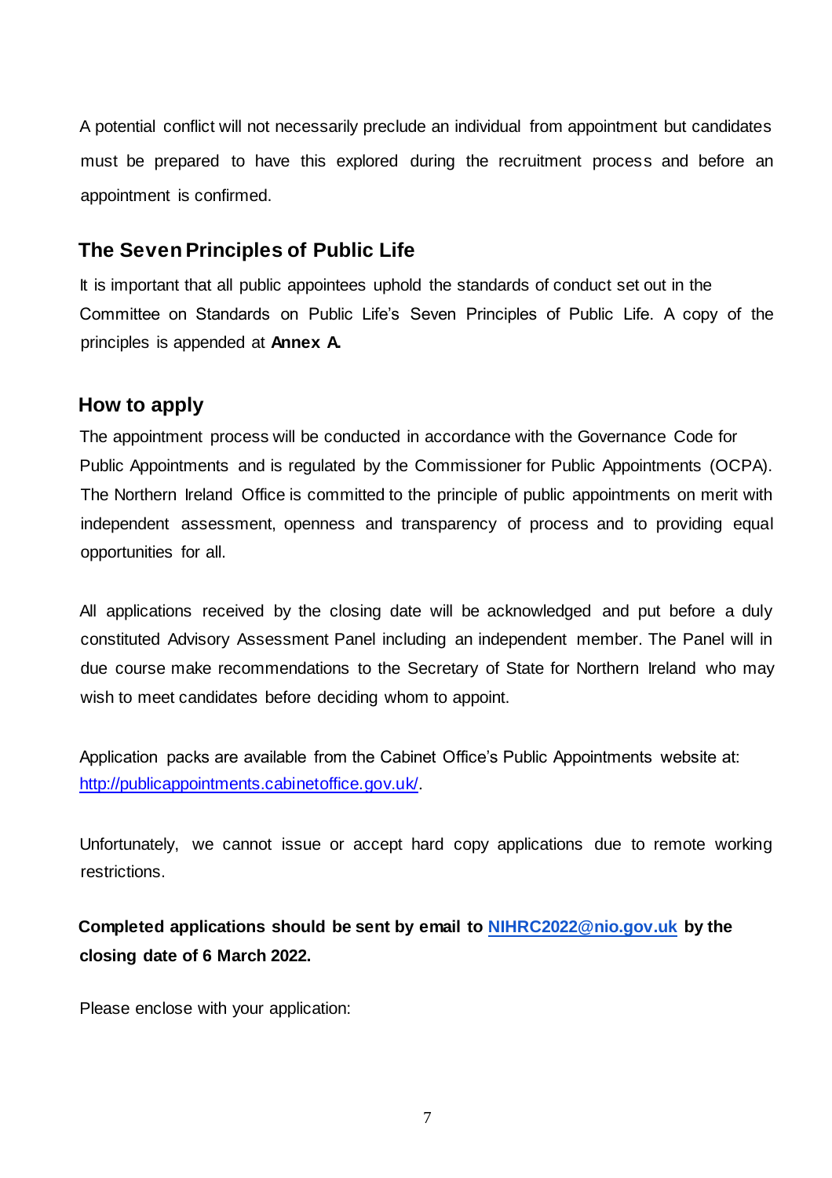A potential conflict will not necessarily preclude an individual from appointment but candidates must be prepared to have this explored during the recruitment process and before an appointment is confirmed.

## The Seven Principles of Public Life

It is important that all public appointees uphold the standards of conduct set out in the Committee on Standards on Public Life's Seven Principles of Public Life. A copy of the principles is appended at **Annex A.**

## How to apply

The appointment process will be conducted in accordance with the Governance Code for Public Appointments and is regulated by the Commissioner for Public Appointments (OCPA). The Northern Ireland Office is committed to the principle of public appointments on merit with independent assessment, openness and transparency of process and to providing equal opportunities for all.

All applications received by the closing date will be acknowledged and put before a duly constituted Advisory Assessment Panel including an independent member. The Panel will in due course make recommendations to the Secretary of State for Northern Ireland who may wish to meet candidates before deciding whom to appoint.

Application packs are available from the Cabinet Office's Public Appointments website at: http://publicappointments.cabinetoffice.gov.uk/.

Unfortunately, we cannot issue or accept hard copy applications due to remote working restrictions.

**Completed applications should be sent by email to NIHRC2022@nio.gov.uk by the closing date of 6 March 2022.**

Please enclose with your application: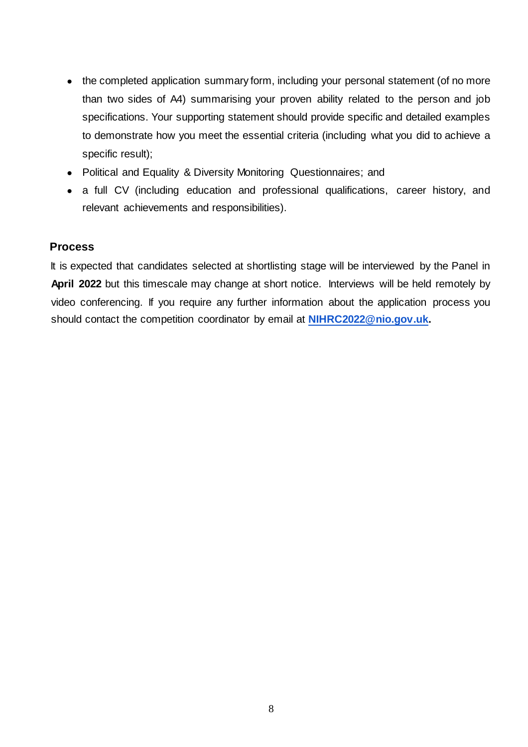- the completed application summary form, including your personal statement (of no more than two sides of A4) summarising your proven ability related to the person and job specifications. Your supporting statement should provide specific and detailed examples to demonstrate how you meet the essential criteria (including what you did to achieve a specific result);
- Political and Equality & Diversity Monitoring Questionnaires; and
- a full CV (including education and professional qualifications, career history, and relevant achievements and responsibilities).

## Process

It is expected that candidates selected at shortlisting stage will be interviewed by the Panel in **April 2022** but this timescale may change at short notice. Interviews will be held remotely by video conferencing. If you require any further information about the application process you should contact the competition coordinator by email at **NIHRC2022@nio.gov.uk.**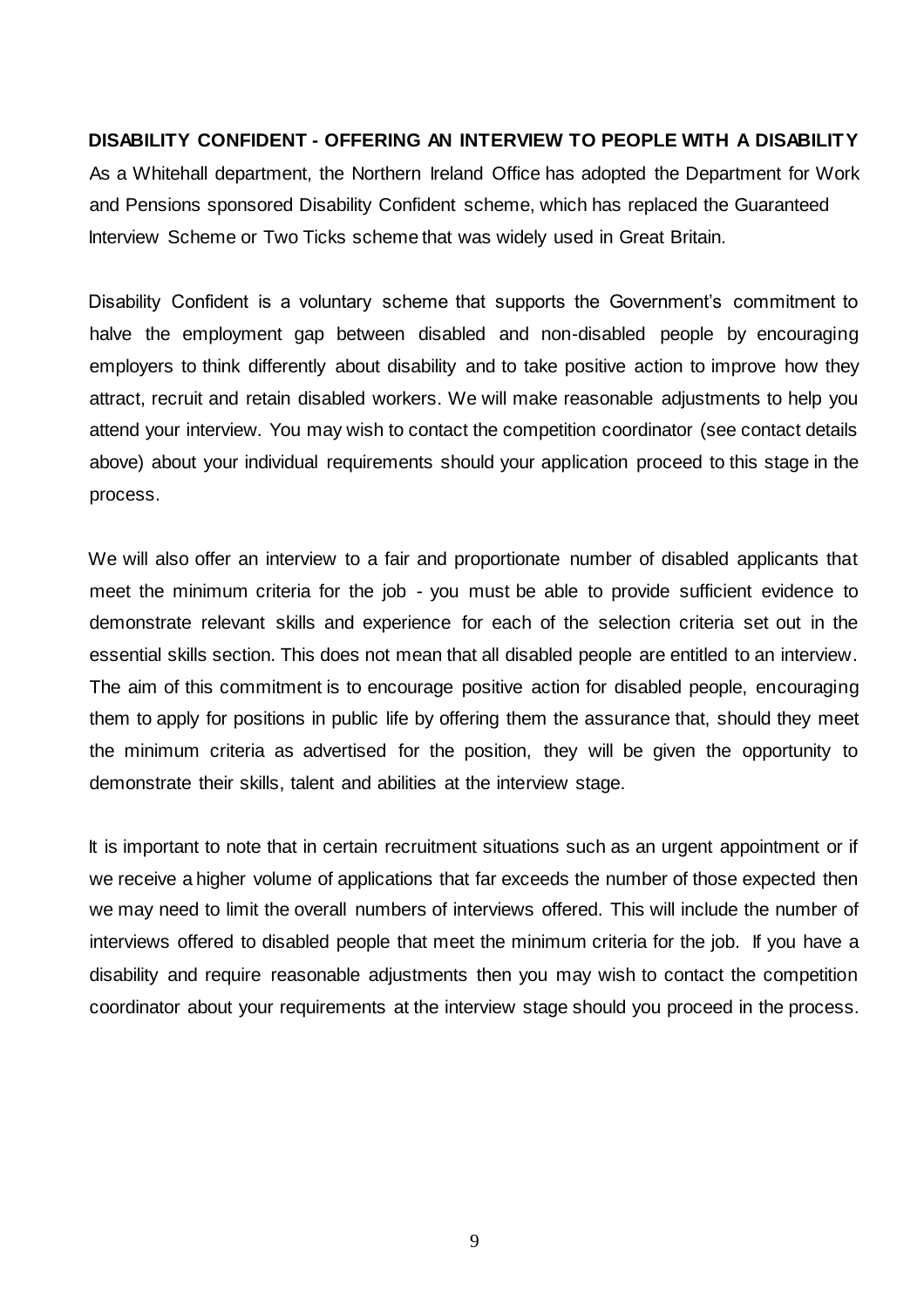**DISABILITY CONFIDENT - OFFERING AN INTERVIEW TO PEOPLE WITH A DISABILITY**

As a Whitehall department, the Northern Ireland Office has adopted the Department for Work and Pensions sponsored Disability Confident scheme, which has replaced the Guaranteed Interview Scheme or Two Ticks scheme that was widely used in Great Britain.

Disability Confident is a voluntary scheme that supports the Government's commitment to halve the employment gap between disabled and non-disabled people by encouraging employers to think differently about disability and to take positive action to improve how they attract, recruit and retain disabled workers. We will make reasonable adjustments to help you attend your interview. You may wish to contact the competition coordinator (see contact details above) about your individual requirements should your application proceed to this stage in the process.

We will also offer an interview to a fair and proportionate number of disabled applicants that meet the minimum criteria for the job - you must be able to provide sufficient evidence to demonstrate relevant skills and experience for each of the selection criteria set out in the essential skills section. This does not mean that all disabled people are entitled to an interview. The aim of this commitment is to encourage positive action for disabled people, encouraging them to apply for positions in public life by offering them the assurance that, should they meet the minimum criteria as advertised for the position, they will be given the opportunity to demonstrate their skills, talent and abilities at the interview stage.

It is important to note that in certain recruitment situations such as an urgent appointment or if we receive a higher volume of applications that far exceeds the number of those expected then we may need to limit the overall numbers of interviews offered. This will include the number of interviews offered to disabled people that meet the minimum criteria for the job. If you have a disability and require reasonable adjustments then you may wish to contact the competition coordinator about your requirements at the interview stage should you proceed in the process.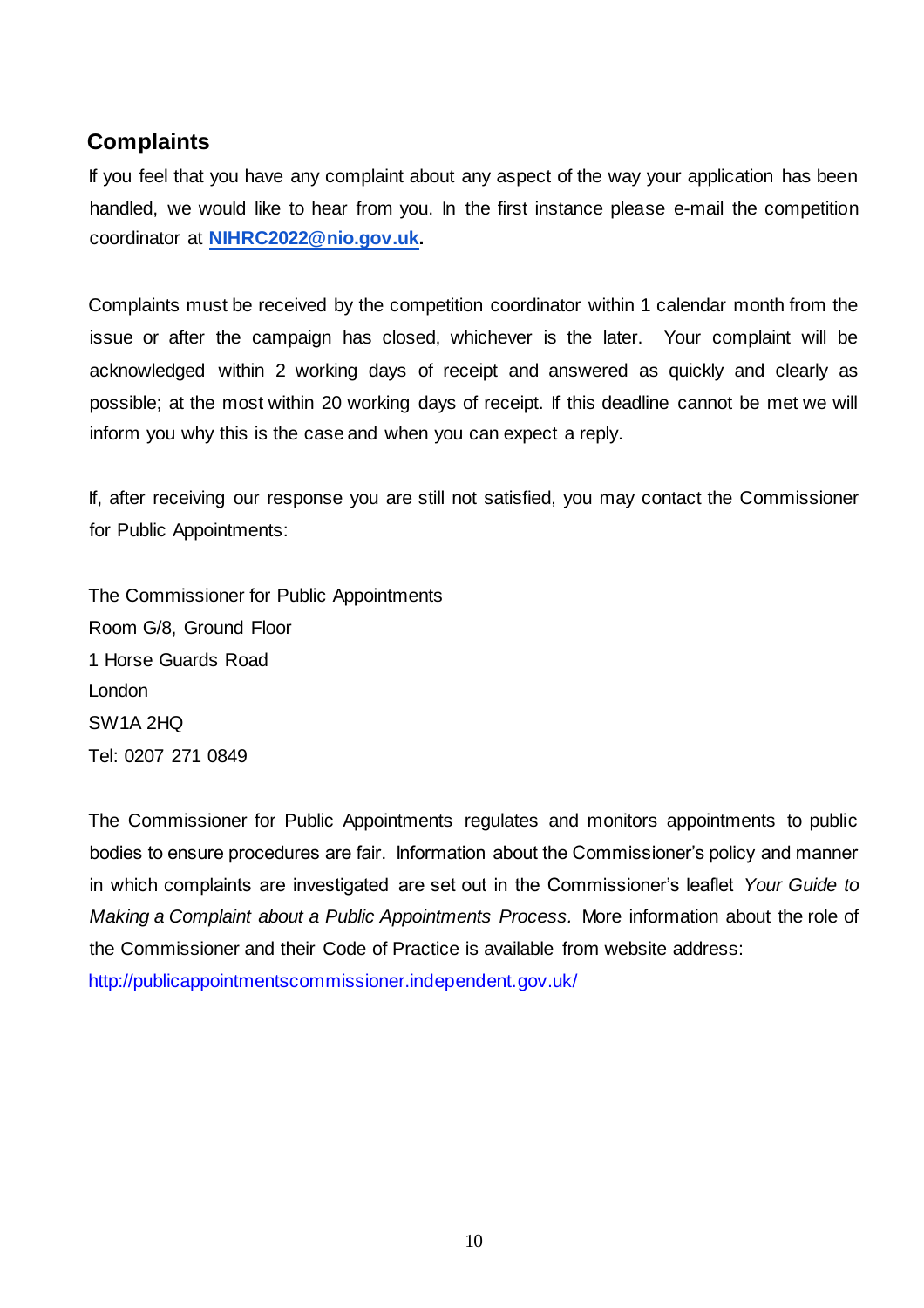## Complaints

If you feel that you have any complaint about any aspect of the way your application has been handled, we would like to hear from you. In the first instance please e-mail the competition coordinator at **NIHRC2022@nio.gov.uk.**

Complaints must be received by the competition coordinator within 1 calendar month from the issue or after the campaign has closed, whichever is the later. Your complaint will be acknowledged within 2 working days of receipt and answered as quickly and clearly as possible; at the most within 20 working days of receipt. If this deadline cannot be met we will inform you why this is the case and when you can expect a reply.

If, after receiving our response you are still not satisfied, you may contact the Commissioner for Public Appointments:

The Commissioner for Public Appointments
Room G/8, Ground Floor
1 Horse Guards Road
London
SW1A 2HQ
Tel: 0207 271 0849

The Commissioner for Public Appointments regulates and monitors appointments to public bodies to ensure procedures are fair. Information about the Commissioner's policy and manner in which complaints are investigated are set out in the Commissioner's leaflet *Your Guide to Making a Complaint about a Public Appointments Process.* More information about the role of the Commissioner and their Code of Practice is available from website address:
http://publicappointmentscommissioner.independent.gov.uk/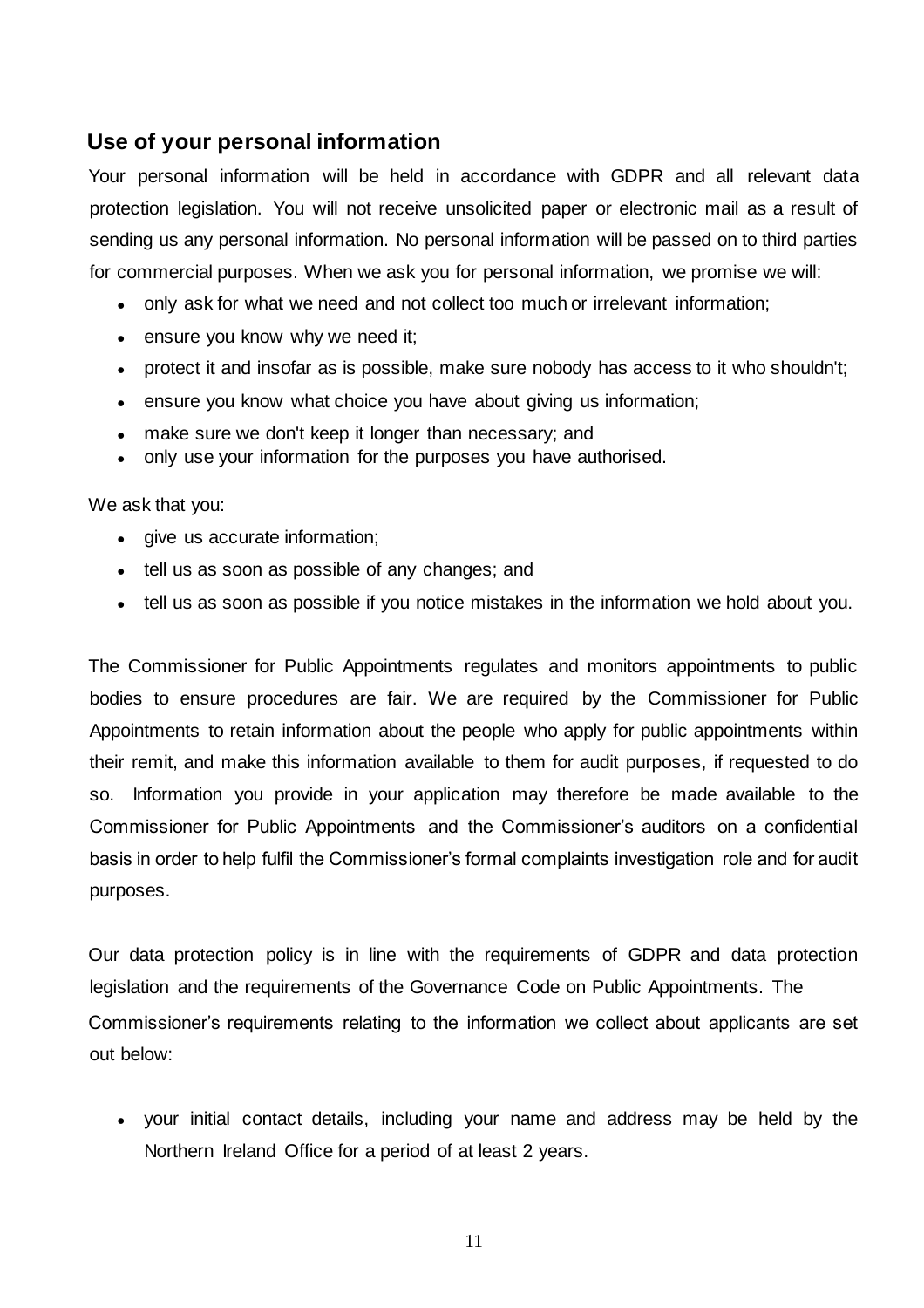## Use of your personal information

Your personal information will be held in accordance with GDPR and all relevant data protection legislation. You will not receive unsolicited paper or electronic mail as a result of sending us any personal information. No personal information will be passed on to third parties for commercial purposes. When we ask you for personal information, we promise we will:

- only ask for what we need and not collect too much or irrelevant information;
- ensure you know why we need it;
- protect it and insofar as is possible, make sure nobody has access to it who shouldn't;
- ensure you know what choice you have about giving us information;
- make sure we don't keep it longer than necessary; and
- only use your information for the purposes you have authorised.

We ask that you:

- give us accurate information;
- tell us as soon as possible of any changes; and
- tell us as soon as possible if you notice mistakes in the information we hold about you.

The Commissioner for Public Appointments regulates and monitors appointments to public bodies to ensure procedures are fair. We are required by the Commissioner for Public Appointments to retain information about the people who apply for public appointments within their remit, and make this information available to them for audit purposes, if requested to do so. Information you provide in your application may therefore be made available to the Commissioner for Public Appointments and the Commissioner's auditors on a confidential basis in order to help fulfil the Commissioner's formal complaints investigation role and for audit purposes.

Our data protection policy is in line with the requirements of GDPR and data protection legislation and the requirements of the Governance Code on Public Appointments. The Commissioner's requirements relating to the information we collect about applicants are set out below:

- your initial contact details, including your name and address may be held by the Northern Ireland Office for a period of at least 2 years.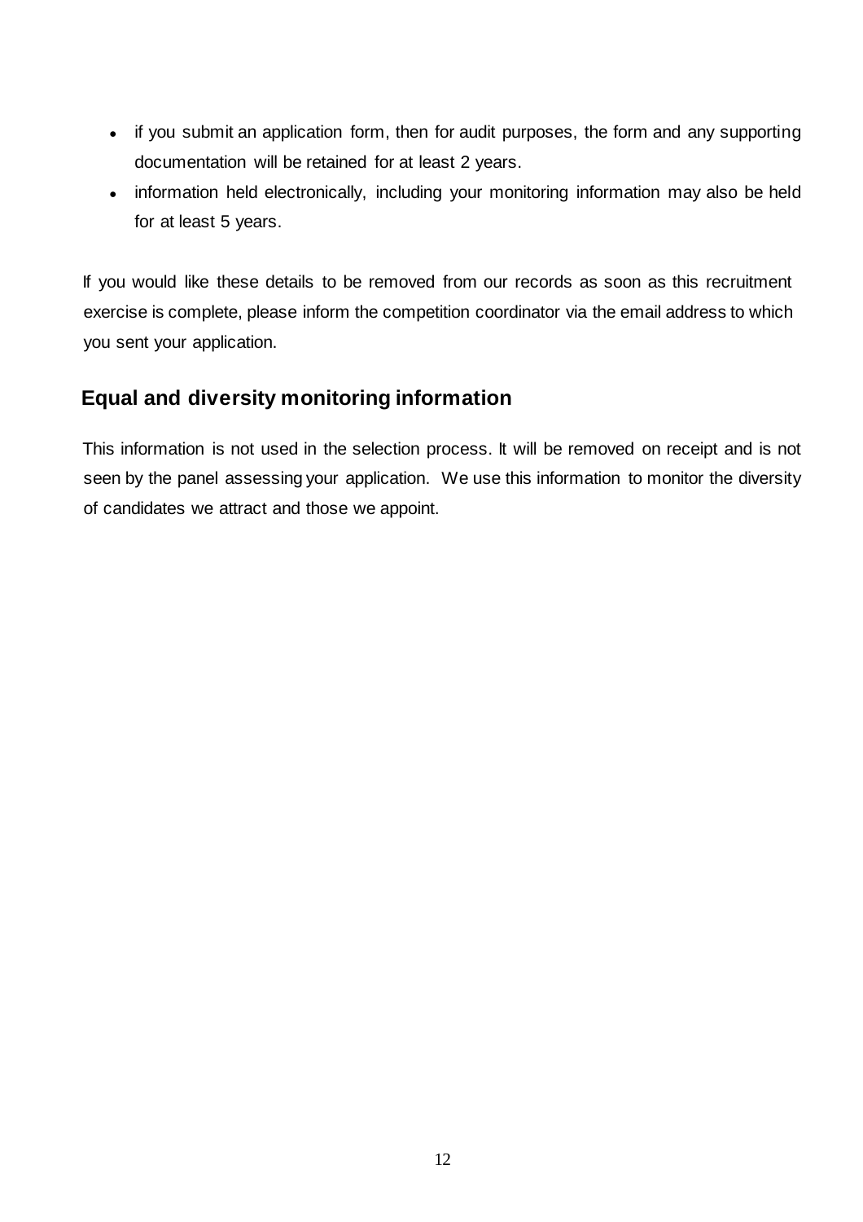- if you submit an application form, then for audit purposes, the form and any supporting documentation will be retained for at least 2 years.
- information held electronically, including your monitoring information may also be held for at least 5 years.

If you would like these details to be removed from our records as soon as this recruitment exercise is complete, please inform the competition coordinator via the email address to which you sent your application.

## Equal and diversity monitoring information

This information is not used in the selection process. It will be removed on receipt and is not seen by the panel assessing your application. We use this information to monitor the diversity of candidates we attract and those we appoint.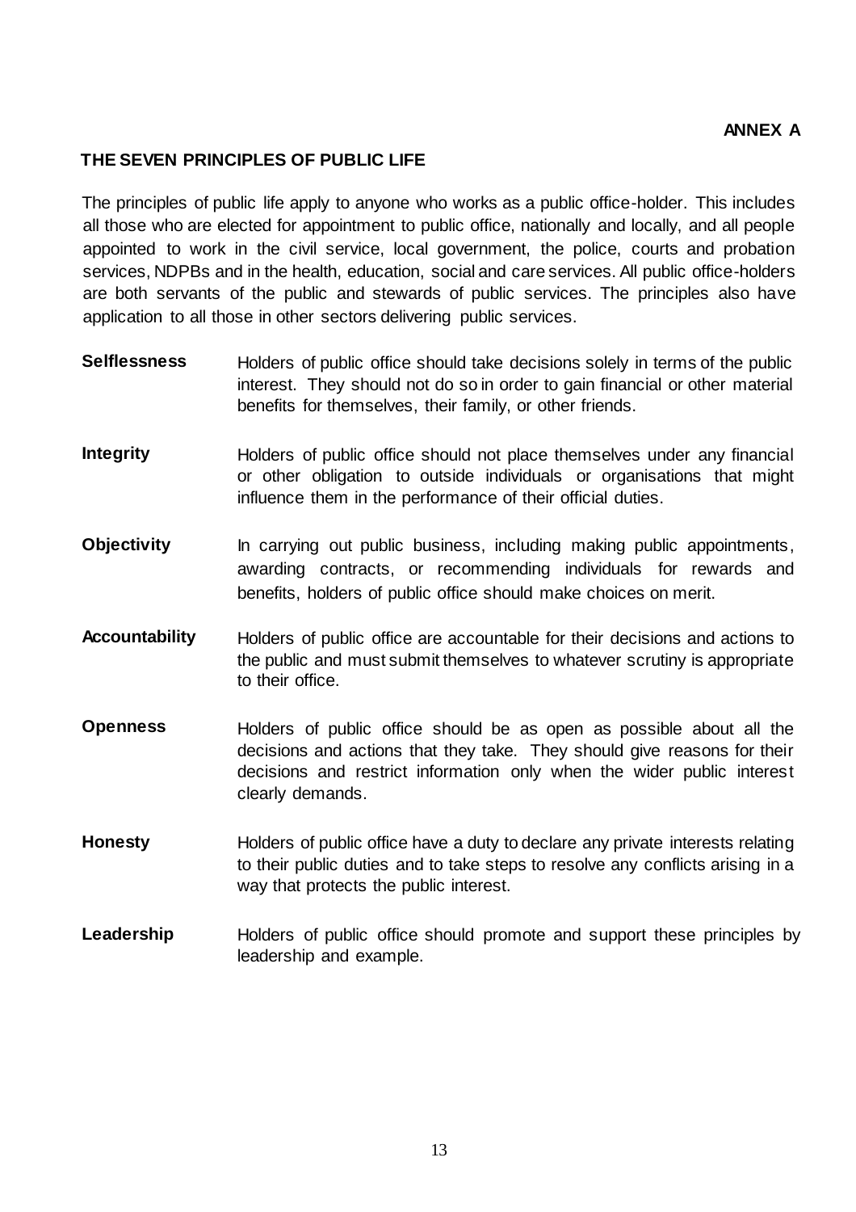**ANNEX A**

## THE SEVEN PRINCIPLES OF PUBLIC LIFE

The principles of public life apply to anyone who works as a public office-holder. This includes all those who are elected for appointment to public office, nationally and locally, and all people appointed to work in the civil service, local government, the police, courts and probation services, NDPBs and in the health, education, social and care services. All public office-holders are both servants of the public and stewards of public services. The principles also have application to all those in other sectors delivering public services.

**Selflessness** Holders of public office should take decisions solely in terms of the public interest. They should not do so in order to gain financial or other material benefits for themselves, their family, or other friends.

**Integrity** Holders of public office should not place themselves under any financial or other obligation to outside individuals or organisations that might influence them in the performance of their official duties.

**Objectivity** In carrying out public business, including making public appointments, awarding contracts, or recommending individuals for rewards and benefits, holders of public office should make choices on merit.

**Accountability** Holders of public office are accountable for their decisions and actions to the public and must submit themselves to whatever scrutiny is appropriate to their office.

**Openness** Holders of public office should be as open as possible about all the decisions and actions that they take. They should give reasons for their decisions and restrict information only when the wider public interest clearly demands.

**Honesty** Holders of public office have a duty to declare any private interests relating to their public duties and to take steps to resolve any conflicts arising in a way that protects the public interest.

**Leadership** Holders of public office should promote and support these principles by leadership and example.